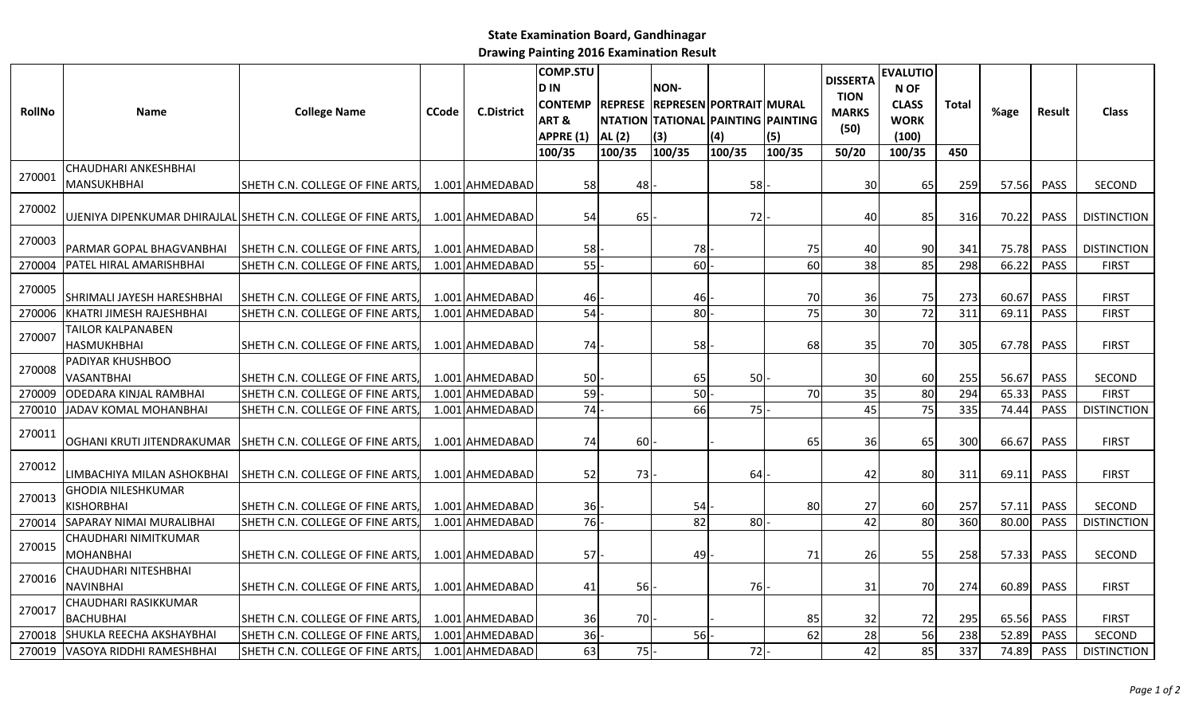# State Examination Board, Gandhinagar

## Drawing Painting 2016 Examination Result

| RollNo | Name | College Name | CCode | C.District | COMP.STUD IN CONTEMP ART & APPRE (1) | REPRESENTATIONAL (2) | NON-REPRESENTATIONAL (3) | PORTRAIT PAINTING (4) | MURAL PAINTING (5) | DISSERTATION MARKS (50) | EVALUTION OF CLASS WORK (100) | Total | %age | Result | Class |
|---|---|---|---|---|---|---|---|---|---|---|---|---|---|---|---|
| | | | | | 100/35 | 100/35 | 100/35 | 100/35 | 100/35 | 50/20 | 100/35 | 450 | | | |
| 270001 | CHAUDHARI ANKESHBHAI MANSUKHBHAI | SHETH C.N. COLLEGE OF FINE ARTS, | 1.001 | AHMEDABAD | 58 | 48 | - | 58 | - | 30 | 65 | 259 | 57.56 | PASS | SECOND |
| 270002 | UJENIYA DIPENKUMAR DHIRAJLAL | SHETH C.N. COLLEGE OF FINE ARTS, | 1.001 | AHMEDABAD | 54 | 65 | - | 72 | - | 40 | 85 | 316 | 70.22 | PASS | DISTINCTION |
| 270003 | PARMAR GOPAL BHAGVANBHAI | SHETH C.N. COLLEGE OF FINE ARTS, | 1.001 | AHMEDABAD | 58 | - | 78 | - | 75 | 40 | 90 | 341 | 75.78 | PASS | DISTINCTION |
| 270004 | PATEL HIRAL AMARISHBHAI | SHETH C.N. COLLEGE OF FINE ARTS, | 1.001 | AHMEDABAD | 55 | - | 60 | - | 60 | 38 | 85 | 298 | 66.22 | PASS | FIRST |
| 270005 | SHRIMALI JAYESH HARESHBHAI | SHETH C.N. COLLEGE OF FINE ARTS, | 1.001 | AHMEDABAD | 46 | - | 46 | - | 70 | 36 | 75 | 273 | 60.67 | PASS | FIRST |
| 270006 | KHATRI JIMESH RAJESHBHAI | SHETH C.N. COLLEGE OF FINE ARTS, | 1.001 | AHMEDABAD | 54 | - | 80 | - | 75 | 30 | 72 | 311 | 69.11 | PASS | FIRST |
| 270007 | TAILOR KALPANABEN HASMUKHBHAI | SHETH C.N. COLLEGE OF FINE ARTS, | 1.001 | AHMEDABAD | 74 | - | 58 | - | 68 | 35 | 70 | 305 | 67.78 | PASS | FIRST |
| 270008 | PADIYAR KHUSHBOO VASANTBHAI | SHETH C.N. COLLEGE OF FINE ARTS, | 1.001 | AHMEDABAD | 50 | - | 65 | 50 | - | 30 | 60 | 255 | 56.67 | PASS | SECOND |
| 270009 | ODEDARA KINJAL RAMBHAI | SHETH C.N. COLLEGE OF FINE ARTS, | 1.001 | AHMEDABAD | 59 | - | 50 | - | 70 | 35 | 80 | 294 | 65.33 | PASS | FIRST |
| 270010 | JADAV KOMAL MOHANBHAI | SHETH C.N. COLLEGE OF FINE ARTS, | 1.001 | AHMEDABAD | 74 | - | 66 | 75 | - | 45 | 75 | 335 | 74.44 | PASS | DISTINCTION |
| 270011 | OGHANI KRUTI JITENDRAKUMAR | SHETH C.N. COLLEGE OF FINE ARTS, | 1.001 | AHMEDABAD | 74 | 60 | - | - | 65 | 36 | 65 | 300 | 66.67 | PASS | FIRST |
| 270012 | LIMBACHIYA MILAN ASHOKBHAI | SHETH C.N. COLLEGE OF FINE ARTS, | 1.001 | AHMEDABAD | 52 | 73 | - | 64 | - | 42 | 80 | 311 | 69.11 | PASS | FIRST |
| 270013 | GHODIA NILESHKUMAR KISHORBHAI | SHETH C.N. COLLEGE OF FINE ARTS, | 1.001 | AHMEDABAD | 36 | - | 54 | - | 80 | 27 | 60 | 257 | 57.11 | PASS | SECOND |
| 270014 | SAPARAY NIMAI MURALIBHAI | SHETH C.N. COLLEGE OF FINE ARTS, | 1.001 | AHMEDABAD | 76 | - | 82 | 80 | - | 42 | 80 | 360 | 80.00 | PASS | DISTINCTION |
| 270015 | CHAUDHARI NIMITKUMAR MOHANBHAI | SHETH C.N. COLLEGE OF FINE ARTS, | 1.001 | AHMEDABAD | 57 | - | 49 | - | 71 | 26 | 55 | 258 | 57.33 | PASS | SECOND |
| 270016 | CHAUDHARI NITESHBHAI NAVINBHAI | SHETH C.N. COLLEGE OF FINE ARTS, | 1.001 | AHMEDABAD | 41 | 56 | - | 76 | - | 31 | 70 | 274 | 60.89 | PASS | FIRST |
| 270017 | CHAUDHARI RASIKKUMAR BACHUBHAI | SHETH C.N. COLLEGE OF FINE ARTS, | 1.001 | AHMEDABAD | 36 | 70 | - | - | 85 | 32 | 72 | 295 | 65.56 | PASS | FIRST |
| 270018 | SHUKLA REECHA AKSHAYBHAI | SHETH C.N. COLLEGE OF FINE ARTS, | 1.001 | AHMEDABAD | 36 | - | 56 | - | 62 | 28 | 56 | 238 | 52.89 | PASS | SECOND |
| 270019 | VASOYA RIDDHI RAMESHBHAI | SHETH C.N. COLLEGE OF FINE ARTS, | 1.001 | AHMEDABAD | 63 | 75 | - | 72 | - | 42 | 85 | 337 | 74.89 | PASS | DISTINCTION |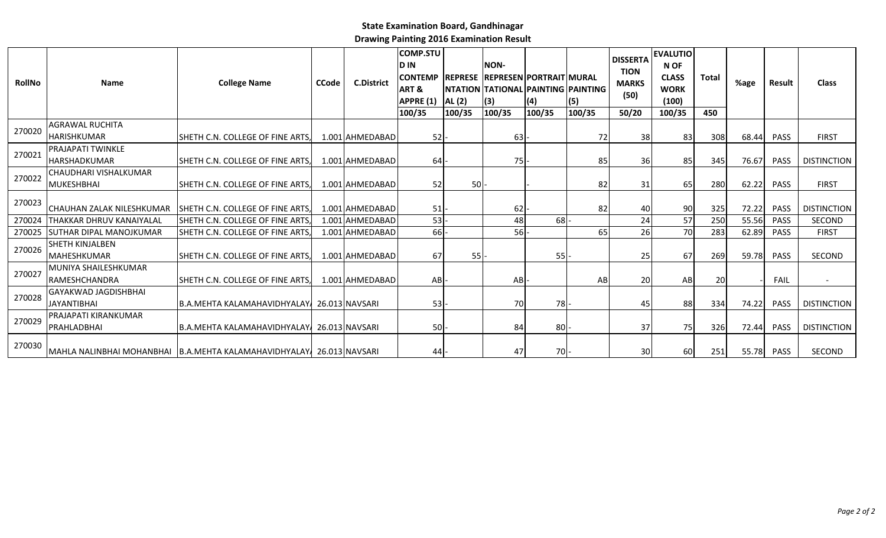**State Examination Board, Gandhinagar**

**Drawing Painting 2016 Examination Result**

| RollNo | Name | College Name | CCode | C.District | COMP.STUD IN CONTEMP ART & APPRE (1) | REPRESENTATIONAL (2) | NON-REPRESENTATIONAL (3) | PORTRAIT PAINTING (4) | MURAL PAINTING (5) | DISSERTATION MARKS (50) | EVALUTION OF CLASS WORK (100) | Total | %age | Result | Class |
|---|---|---|---|---|---|---|---|---|---|---|---|---|---|---|---|
| | | | | | 100/35 | 100/35 | 100/35 | 100/35 | 100/35 | 50/20 | 100/35 | 450 | | | |
| 270020 | AGRAWAL RUCHITA HARISHKUMAR | SHETH C.N. COLLEGE OF FINE ARTS, | 1.001 | AHMEDABAD | 52 | - | 63 | - | 72 | 38 | 83 | 308 | 68.44 | PASS | FIRST |
| 270021 | PRAJAPATI TWINKLE HARSHADKUMAR | SHETH C.N. COLLEGE OF FINE ARTS, | 1.001 | AHMEDABAD | 64 | - | 75 | - | 85 | 36 | 85 | 345 | 76.67 | PASS | DISTINCTION |
| 270022 | CHAUDHARI VISHALKUMAR MUKESHBHAI | SHETH C.N. COLLEGE OF FINE ARTS, | 1.001 | AHMEDABAD | 52 | 50 | - | - | 82 | 31 | 65 | 280 | 62.22 | PASS | FIRST |
| 270023 | CHAUHAN ZALAK NILESHKUMAR | SHETH C.N. COLLEGE OF FINE ARTS, | 1.001 | AHMEDABAD | 51 | - | 62 | - | 82 | 40 | 90 | 325 | 72.22 | PASS | DISTINCTION |
| 270024 | THAKKAR DHRUV KANAIYALAL | SHETH C.N. COLLEGE OF FINE ARTS, | 1.001 | AHMEDABAD | 53 | - | 48 | 68 | - | 24 | 57 | 250 | 55.56 | PASS | SECOND |
| 270025 | SUTHAR DIPAL MANOJKUMAR | SHETH C.N. COLLEGE OF FINE ARTS, | 1.001 | AHMEDABAD | 66 | - | 56 | - | 65 | 26 | 70 | 283 | 62.89 | PASS | FIRST |
| 270026 | SHETH KINJALBEN MAHESHKUMAR | SHETH C.N. COLLEGE OF FINE ARTS, | 1.001 | AHMEDABAD | 67 | 55 | - | 55 | - | 25 | 67 | 269 | 59.78 | PASS | SECOND |
| 270027 | MUNIYA SHAILESHKUMAR RAMESHCHANDRA | SHETH C.N. COLLEGE OF FINE ARTS, | 1.001 | AHMEDABAD | AB | - | AB | - | AB | 20 | AB | 20 | - | FAIL | - |
| 270028 | GAYAKWAD JAGDISHBHAI JAYANTIBHAI | B.A.MEHTA KALAMAHAVIDHYALAY, | 26.013 | NAVSARI | 53 | - | 70 | 78 | - | 45 | 88 | 334 | 74.22 | PASS | DISTINCTION |
| 270029 | PRAJAPATI KIRANKUMAR PRAHLADBHAI | B.A.MEHTA KALAMAHAVIDHYALAY, | 26.013 | NAVSARI | 50 | - | 84 | 80 | - | 37 | 75 | 326 | 72.44 | PASS | DISTINCTION |
| 270030 | MAHLA NALINBHAI MOHANBHAI | B.A.MEHTA KALAMAHAVIDHYALAY, | 26.013 | NAVSARI | 44 | - | 47 | 70 | - | 30 | 60 | 251 | 55.78 | PASS | SECOND |